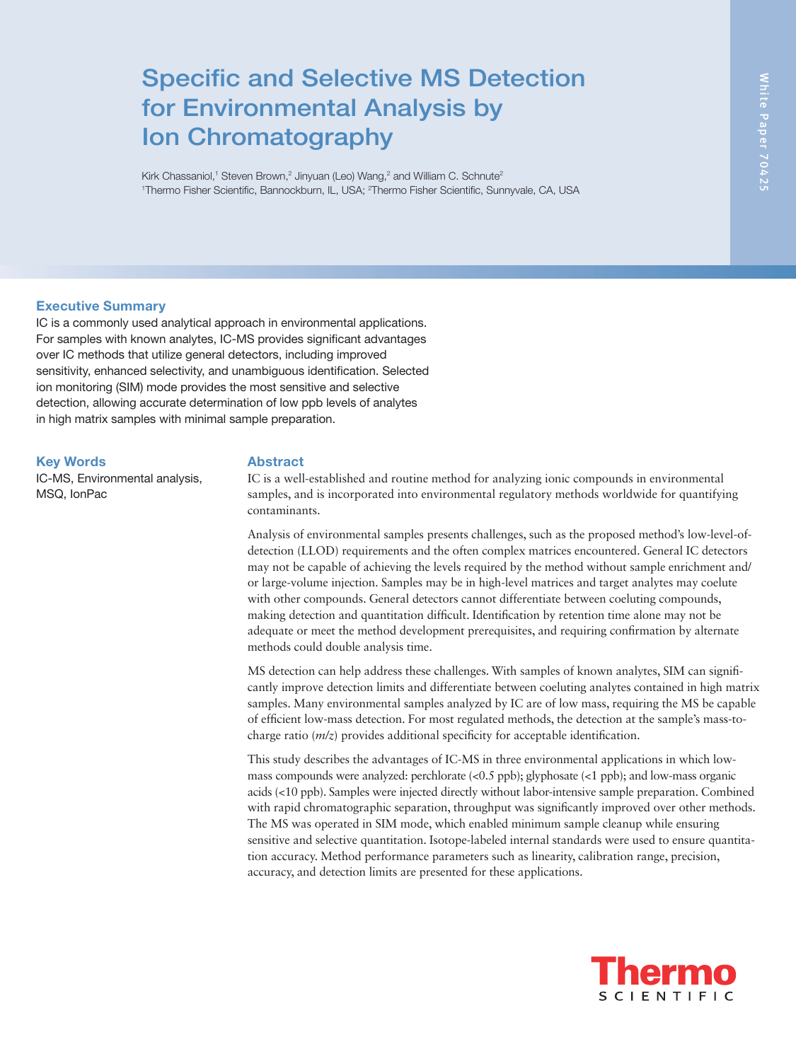# Specific and Selective MS Detection for Environmental Analysis by Ion Chromatography

Kirk Chassaniol,[1] Steven Brown,[2] Jinyuan (Leo) Wang,[2] and William C. Schnute[2]
[1]Thermo Fisher Scientific, Bannockburn, IL, USA; [2]Thermo Fisher Scientific, Sunnyvale, CA, USA

White Paper 70425

## Executive Summary

IC is a commonly used analytical approach in environmental applications. For samples with known analytes, IC-MS provides significant advantages over IC methods that utilize general detectors, including improved sensitivity, enhanced selectivity, and unambiguous identification. Selected ion monitoring (SIM) mode provides the most sensitive and selective detection, allowing accurate determination of low ppb levels of analytes in high matrix samples with minimal sample preparation.

## Key Words

IC-MS, Environmental analysis, MSQ, IonPac

## Abstract

IC is a well-established and routine method for analyzing ionic compounds in environmental samples, and is incorporated into environmental regulatory methods worldwide for quantifying contaminants.

Analysis of environmental samples presents challenges, such as the proposed method's low-level-of-detection (LLOD) requirements and the often complex matrices encountered. General IC detectors may not be capable of achieving the levels required by the method without sample enrichment and/or large-volume injection. Samples may be in high-level matrices and target analytes may coelute with other compounds. General detectors cannot differentiate between coeluting compounds, making detection and quantitation difficult. Identification by retention time alone may not be adequate or meet the method development prerequisites, and requiring confirmation by alternate methods could double analysis time.

MS detection can help address these challenges. With samples of known analytes, SIM can significantly improve detection limits and differentiate between coeluting analytes contained in high matrix samples. Many environmental samples analyzed by IC are of low mass, requiring the MS be capable of efficient low-mass detection. For most regulated methods, the detection at the sample's mass-to-charge ratio (*m/z*) provides additional specificity for acceptable identification.

This study describes the advantages of IC-MS in three environmental applications in which low-mass compounds were analyzed: perchlorate (<0.5 ppb); glyphosate (<1 ppb); and low-mass organic acids (<10 ppb). Samples were injected directly without labor-intensive sample preparation. Combined with rapid chromatographic separation, throughput was significantly improved over other methods. The MS was operated in SIM mode, which enabled minimum sample cleanup while ensuring sensitive and selective quantitation. Isotope-labeled internal standards were used to ensure quantitation accuracy. Method performance parameters such as linearity, calibration range, precision, accuracy, and detection limits are presented for these applications.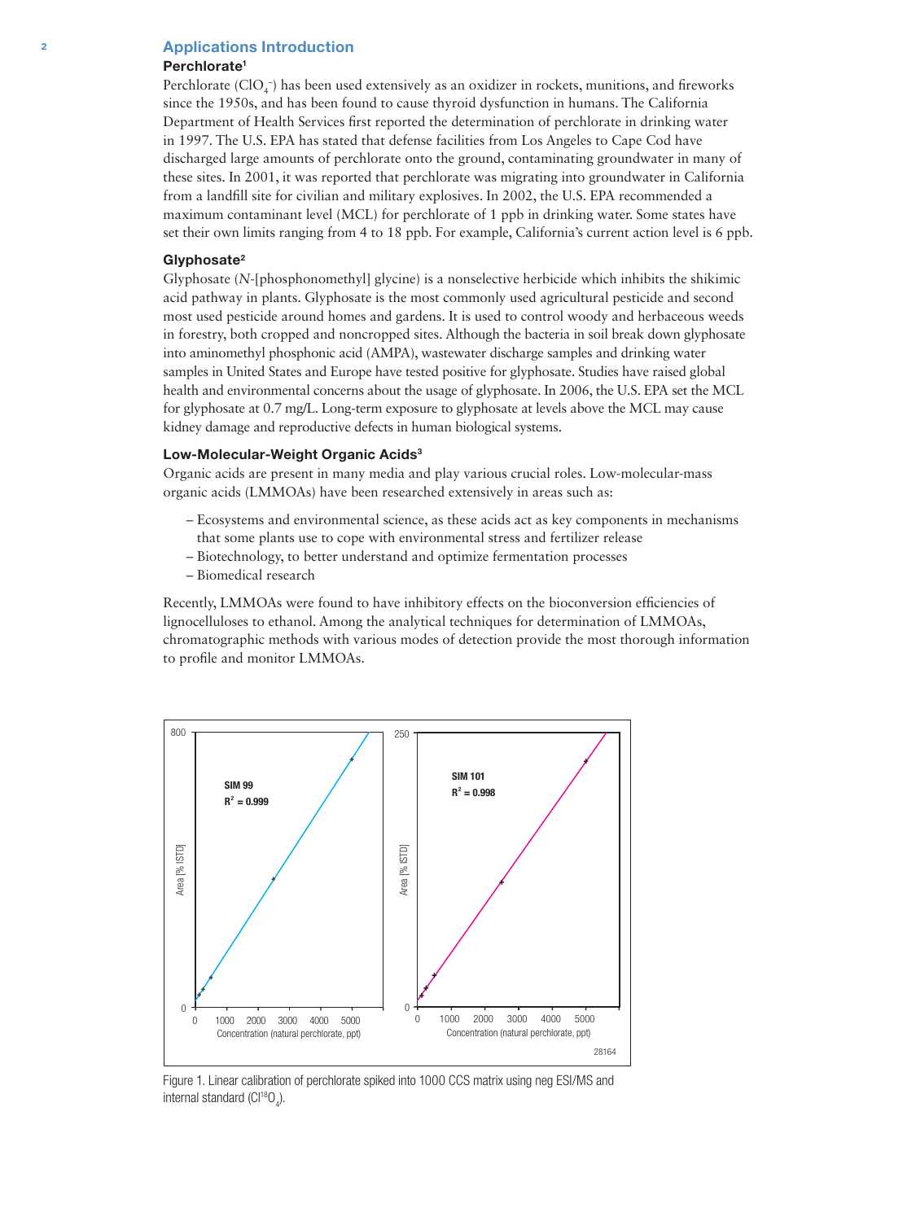## Applications Introduction

### Perchlorate[1]

Perchlorate ($ClO_4^-$) has been used extensively as an oxidizer in rockets, munitions, and fireworks since the 1950s, and has been found to cause thyroid dysfunction in humans. The California Department of Health Services first reported the determination of perchlorate in drinking water in 1997. The U.S. EPA has stated that defense facilities from Los Angeles to Cape Cod have discharged large amounts of perchlorate onto the ground, contaminating groundwater in many of these sites. In 2001, it was reported that perchlorate was migrating into groundwater in California from a landfill site for civilian and military explosives. In 2002, the U.S. EPA recommended a maximum contaminant level (MCL) for perchlorate of 1 ppb in drinking water. Some states have set their own limits ranging from 4 to 18 ppb. For example, California's current action level is 6 ppb.

### Glyphosate[2]

Glyphosate (*N*-[phosphonomethyl] glycine) is a nonselective herbicide which inhibits the shikimic acid pathway in plants. Glyphosate is the most commonly used agricultural pesticide and second most used pesticide around homes and gardens. It is used to control woody and herbaceous weeds in forestry, both cropped and noncropped sites. Although the bacteria in soil break down glyphosate into aminomethyl phosphonic acid (AMPA), wastewater discharge samples and drinking water samples in United States and Europe have tested positive for glyphosate. Studies have raised global health and environmental concerns about the usage of glyphosate. In 2006, the U.S. EPA set the MCL for glyphosate at 0.7 mg/L. Long-term exposure to glyphosate at levels above the MCL may cause kidney damage and reproductive defects in human biological systems.

### Low-Molecular-Weight Organic Acids[3]

Organic acids are present in many media and play various crucial roles. Low-molecular-mass organic acids (LMMOAs) have been researched extensively in areas such as:

- Ecosystems and environmental science, as these acids act as key components in mechanisms that some plants use to cope with environmental stress and fertilizer release
- Biotechnology, to better understand and optimize fermentation processes
- Biomedical research

Recently, LMMOAs were found to have inhibitory effects on the bioconversion efficiencies of lignocelluloses to ethanol. Among the analytical techniques for determination of LMMOAs, chromatographic methods with various modes of detection provide the most thorough information to profile and monitor LMMOAs.

SIM 99, $R^2 = 0.999$ | SIM 101, $R^2 = 0.998$

Figure 1. Linear calibration of perchlorate spiked into 1000 CCS matrix using neg ESI/MS and internal standard ($Cl^{18}O_4$).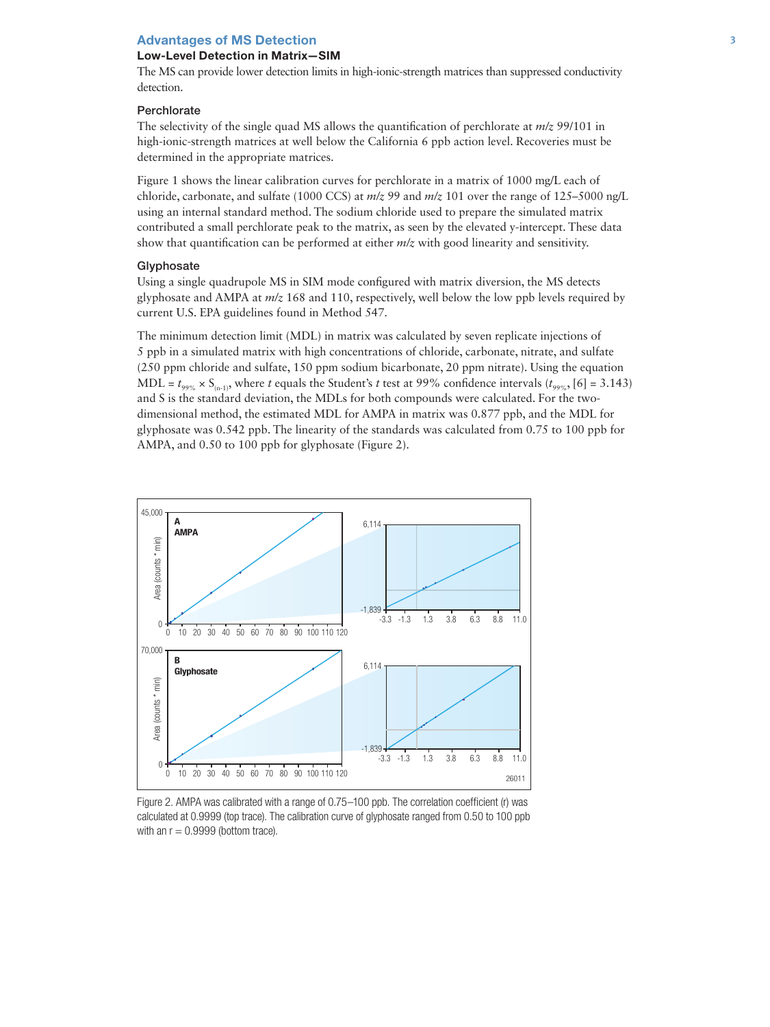## Advantages of MS Detection

### Low-Level Detection in Matrix—SIM

The MS can provide lower detection limits in high-ionic-strength matrices than suppressed conductivity detection.

### Perchlorate

The selectivity of the single quad MS allows the quantification of perchlorate at *m/z* 99/101 in high-ionic-strength matrices at well below the California 6 ppb action level. Recoveries must be determined in the appropriate matrices.

Figure 1 shows the linear calibration curves for perchlorate in a matrix of 1000 mg/L each of chloride, carbonate, and sulfate (1000 CCS) at *m/z* 99 and *m/z* 101 over the range of 125–5000 ng/L using an internal standard method. The sodium chloride used to prepare the simulated matrix contributed a small perchlorate peak to the matrix, as seen by the elevated y-intercept. These data show that quantification can be performed at either *m/z* with good linearity and sensitivity.

### Glyphosate

Using a single quadrupole MS in SIM mode configured with matrix diversion, the MS detects glyphosate and AMPA at *m/z* 168 and 110, respectively, well below the low ppb levels required by current U.S. EPA guidelines found in Method 547.

The minimum detection limit (MDL) in matrix was calculated by seven replicate injections of 5 ppb in a simulated matrix with high concentrations of chloride, carbonate, nitrate, and sulfate (250 ppm chloride and sulfate, 150 ppm sodium bicarbonate, 20 ppm nitrate). Using the equation MDL = $t_{99\%} \times S_{(n-1)}$, where $t$ equals the Student's $t$ test at 99% confidence intervals ($t_{99\%}$, [6] = 3.143) and S is the standard deviation, the MDLs for both compounds were calculated. For the two-dimensional method, the estimated MDL for AMPA in matrix was 0.877 ppb, and the MDL for glyphosate was 0.542 ppb. The linearity of the standards was calculated from 0.75 to 100 ppb for AMPA, and 0.50 to 100 ppb for glyphosate (Figure 2).

Figure 2. AMPA was calibrated with a range of 0.75–100 ppb. The correlation coefficient (r) was calculated at 0.9999 (top trace). The calibration curve of glyphosate ranged from 0.50 to 100 ppb with an r = 0.9999 (bottom trace).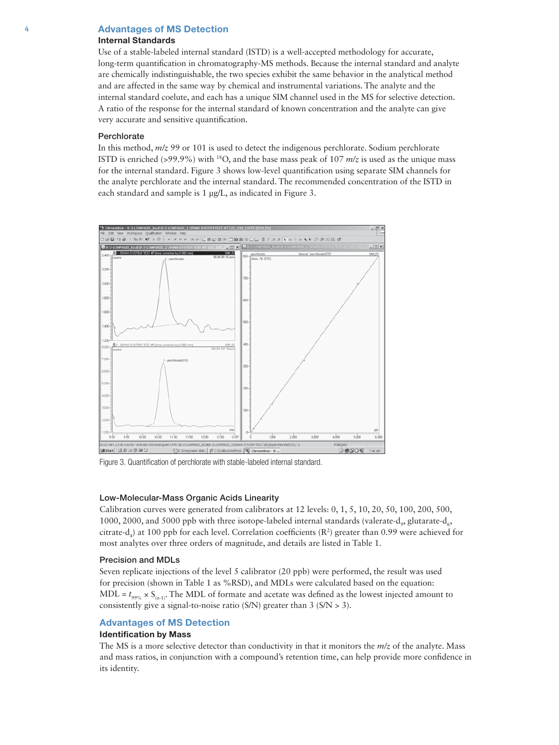## Advantages of MS Detection

### Internal Standards

Use of a stable-labeled internal standard (ISTD) is a well-accepted methodology for accurate, long-term quantification in chromatography-MS methods. Because the internal standard and analyte are chemically indistinguishable, the two species exhibit the same behavior in the analytical method and are affected in the same way by chemical and instrumental variations. The analyte and the internal standard coelute, and each has a unique SIM channel used in the MS for selective detection. A ratio of the response for the internal standard of known concentration and the analyte can give very accurate and sensitive quantification.

### Perchlorate

In this method, *m/z* 99 or 101 is used to detect the indigenous perchlorate. Sodium perchlorate ISTD is enriched (>99.9%) with $^{18}O$, and the base mass peak of 107 *m/z* is used as the unique mass for the internal standard. Figure 3 shows low-level quantification using separate SIM channels for the analyte perchlorate and the internal standard. The recommended concentration of the ISTD in each standard and sample is 1 µg/L, as indicated in Figure 3.

Figure 3. Quantification of perchlorate with stable-labeled internal standard.

### Low-Molecular-Mass Organic Acids Linearity

Calibration curves were generated from calibrators at 12 levels: 0, 1, 5, 10, 20, 50, 100, 200, 500, 1000, 2000, and 5000 ppb with three isotope-labeled internal standards (valerate-$d_9$, glutarate-$d_6$, citrate-$d_4$) at 100 ppb for each level. Correlation coefficients ($R^2$) greater than 0.99 were achieved for most analytes over three orders of magnitude, and details are listed in Table 1.

### Precision and MDLs

Seven replicate injections of the level 5 calibrator (20 ppb) were performed, the result was used for precision (shown in Table 1 as %RSD), and MDLs were calculated based on the equation: $MDL = t_{99\%} \times S_{(n-1)}$. The MDL of formate and acetate was defined as the lowest injected amount to consistently give a signal-to-noise ratio (S/N) greater than 3 (S/N > 3).

## Advantages of MS Detection

### Identification by Mass

The MS is a more selective detector than conductivity in that it monitors the *m/z* of the analyte. Mass and mass ratios, in conjunction with a compound's retention time, can help provide more confidence in its identity.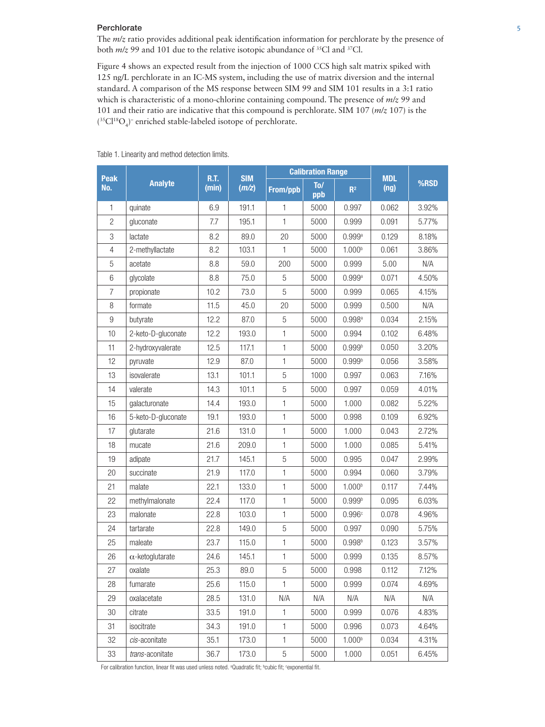### Perchlorate

The *m/z* ratio provides additional peak identification information for perchlorate by the presence of both *m/z* 99 and 101 due to the relative isotopic abundance of $^{35}Cl$ and $^{37}Cl$.

Figure 4 shows an expected result from the injection of 1000 CCS high salt matrix spiked with 125 ng/L perchlorate in an IC-MS system, including the use of matrix diversion and the internal standard. A comparison of the MS response between SIM 99 and SIM 101 results in a 3:1 ratio which is characteristic of a mono-chlorine containing compound. The presence of *m/z* 99 and 101 and their ratio are indicative that this compound is perchlorate. SIM 107 (*m/z* 107) is the $(^{35}Cl^{18}O_4)^-$ enriched stable-labeled isotope of perchlorate.

Table 1. Linearity and method detection limits.

| Peak No. | Analyte | R.T. (min) | SIM (*m/z*) | Calibration Range | | | MDL (ng) | %RSD |
|---|---|---|---|---|---|---|---|---|
| | | | | From/ppb | To/ppb | $R^2$ | | |
| 1 | quinate | 6.9 | 191.1 | 1 | 5000 | 0.997 | 0.062 | 3.92% |
| 2 | gluconate | 7.7 | 195.1 | 1 | 5000 | 0.999 | 0.091 | 5.77% |
| 3 | lactate | 8.2 | 89.0 | 20 | 5000 | 0.999[a] | 0.129 | 8.18% |
| 4 | 2-methyllactate | 8.2 | 103.1 | 1 | 5000 | 1.000[b] | 0.061 | 3.86% |
| 5 | acetate | 8.8 | 59.0 | 200 | 5000 | 0.999 | 5.00 | N/A |
| 6 | glycolate | 8.8 | 75.0 | 5 | 5000 | 0.999[a] | 0.071 | 4.50% |
| 7 | propionate | 10.2 | 73.0 | 5 | 5000 | 0.999 | 0.065 | 4.15% |
| 8 | formate | 11.5 | 45.0 | 20 | 5000 | 0.999 | 0.500 | N/A |
| 9 | butyrate | 12.2 | 87.0 | 5 | 5000 | 0.998[a] | 0.034 | 2.15% |
| 10 | 2-keto-D-gluconate | 12.2 | 193.0 | 1 | 5000 | 0.994 | 0.102 | 6.48% |
| 11 | 2-hydroxyvalerate | 12.5 | 117.1 | 1 | 5000 | 0.999[b] | 0.050 | 3.20% |
| 12 | pyruvate | 12.9 | 87.0 | 1 | 5000 | 0.999[b] | 0.056 | 3.58% |
| 13 | isovalerate | 13.1 | 101.1 | 5 | 1000 | 0.997 | 0.063 | 7.16% |
| 14 | valerate | 14.3 | 101.1 | 5 | 5000 | 0.997 | 0.059 | 4.01% |
| 15 | galacturonate | 14.4 | 193.0 | 1 | 5000 | 1.000 | 0.082 | 5.22% |
| 16 | 5-keto-D-gluconate | 19.1 | 193.0 | 1 | 5000 | 0.998 | 0.109 | 6.92% |
| 17 | glutarate | 21.6 | 131.0 | 1 | 5000 | 1.000 | 0.043 | 2.72% |
| 18 | mucate | 21.6 | 209.0 | 1 | 5000 | 1.000 | 0.085 | 5.41% |
| 19 | adipate | 21.7 | 145.1 | 5 | 5000 | 0.995 | 0.047 | 2.99% |
| 20 | succinate | 21.9 | 117.0 | 1 | 5000 | 0.994 | 0.060 | 3.79% |
| 21 | malate | 22.1 | 133.0 | 1 | 5000 | 1.000[b] | 0.117 | 7.44% |
| 22 | methylmalonate | 22.4 | 117.0 | 1 | 5000 | 0.999[b] | 0.095 | 6.03% |
| 23 | malonate | 22.8 | 103.0 | 1 | 5000 | 0.996[c] | 0.078 | 4.96% |
| 24 | tartarate | 22.8 | 149.0 | 5 | 5000 | 0.997 | 0.090 | 5.75% |
| 25 | maleate | 23.7 | 115.0 | 1 | 5000 | 0.998[b] | 0.123 | 3.57% |
| 26 | α-ketoglutarate | 24.6 | 145.1 | 1 | 5000 | 0.999 | 0.135 | 8.57% |
| 27 | oxalate | 25.3 | 89.0 | 5 | 5000 | 0.998 | 0.112 | 7.12% |
| 28 | fumarate | 25.6 | 115.0 | 1 | 5000 | 0.999 | 0.074 | 4.69% |
| 29 | oxalacetate | 28.5 | 131.0 | N/A | N/A | N/A | N/A | N/A |
| 30 | citrate | 33.5 | 191.0 | 1 | 5000 | 0.999 | 0.076 | 4.83% |
| 31 | isocitrate | 34.3 | 191.0 | 1 | 5000 | 0.996 | 0.073 | 4.64% |
| 32 | *cis*-aconitate | 35.1 | 173.0 | 1 | 5000 | 1.000[b] | 0.034 | 4.31% |
| 33 | *trans*-aconitate | 36.7 | 173.0 | 5 | 5000 | 1.000 | 0.051 | 6.45% |

For calibration function, linear fit was used unless noted. [a]Quadratic fit; [b]cubic fit; [c]exponential fit.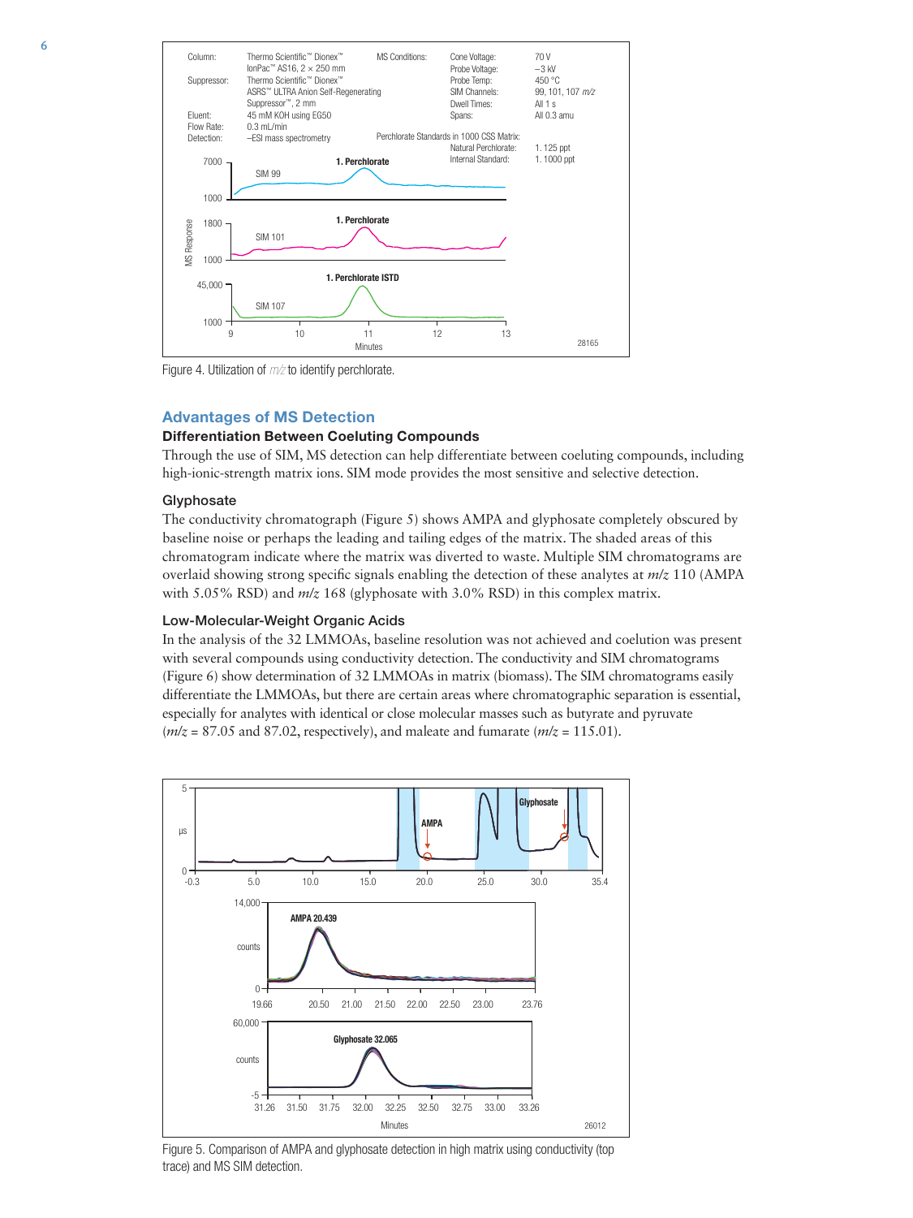Figure 4. Utilization of *m/z* to identify perchlorate.

## Advantages of MS Detection

### Differentiation Between Coeluting Compounds

Through the use of SIM, MS detection can help differentiate between coeluting compounds, including high-ionic-strength matrix ions. SIM mode provides the most sensitive and selective detection.

#### Glyphosate

The conductivity chromatograph (Figure 5) shows AMPA and glyphosate completely obscured by baseline noise or perhaps the leading and tailing edges of the matrix. The shaded areas of this chromatogram indicate where the matrix was diverted to waste. Multiple SIM chromatograms are overlaid showing strong specific signals enabling the detection of these analytes at *m/z* 110 (AMPA with 5.05% RSD) and *m/z* 168 (glyphosate with 3.0% RSD) in this complex matrix.

#### Low-Molecular-Weight Organic Acids

In the analysis of the 32 LMMOAs, baseline resolution was not achieved and coelution was present with several compounds using conductivity detection. The conductivity and SIM chromatograms (Figure 6) show determination of 32 LMMOAs in matrix (biomass). The SIM chromatograms easily differentiate the LMMOAs, but there are certain areas where chromatographic separation is essential, especially for analytes with identical or close molecular masses such as butyrate and pyruvate (*m/z* = 87.05 and 87.02, respectively), and maleate and fumarate (*m/z* = 115.01).

Figure 5. Comparison of AMPA and glyphosate detection in high matrix using conductivity (top trace) and MS SIM detection.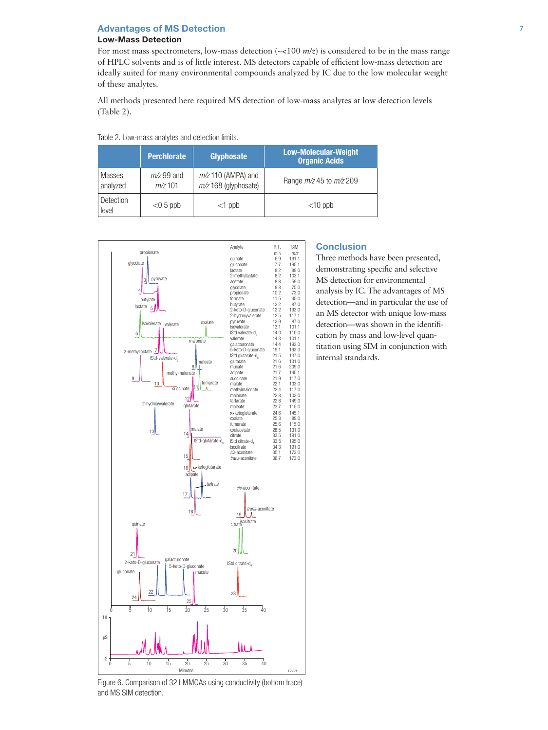## Advantages of MS Detection

### Low-Mass Detection

For most mass spectrometers, low-mass detection (~<100 *m/z*) is considered to be in the mass range of HPLC solvents and is of little interest. MS detectors capable of efficient low-mass detection are ideally suited for many environmental compounds analyzed by IC due to the low molecular weight of these analytes.

All methods presented here required MS detection of low-mass analytes at low detection levels (Table 2).

Table 2. Low-mass analytes and detection limits.

| | Perchlorate | Glyphosate | Low-Molecular-Weight Organic Acids |
|---|---|---|---|
| Masses analyzed | *m/z* 99 and *m/z* 101 | *m/z* 110 (AMPA) and *m/z* 168 (glyphosate) | Range *m/z* 45 to *m/z* 209 |
| Detection level | <0.5 ppb | <1 ppb | <10 ppb |

| Analyte | R.T. min | SIM *m/z* |
|---|---|---|
| quinate | 6.9 | 191.1 |
| gluconate | 7.7 | 195.1 |
| lactate | 8.2 | 89.0 |
| 2-methyllactate | 8.2 | 103.1 |
| acetate | 8.8 | 59.0 |
| glycolate | 8.8 | 75.0 |
| propionate | 10.2 | 73.0 |
| formate | 11.5 | 45.0 |
| butyrate | 12.2 | 87.0 |
| 2-keto-D-gluconate | 12.2 | 193.0 |
| 2-hydroxyvalerate | 12.5 | 117.1 |
| pyruvate | 12.9 | 87.0 |
| isovalerate | 13.1 | 101.1 |
| IStd valerate-$d_9$ | 14.0 | 110.0 |
| valerate | 14.3 | 101.1 |
| galacturonate | 14.4 | 193.0 |
| 5-keto-D-gluconate | 19.1 | 193.0 |
| IStd glutarate-$d_6$ | 21.5 | 137.0 |
| glutarate | 21.6 | 131.0 |
| mucate | 21.6 | 209.0 |
| adipate | 21.7 | 145.1 |
| succinate | 21.9 | 117.0 |
| malate | 22.1 | 133.0 |
| methylmalonate | 22.4 | 117.0 |
| malonate | 22.8 | 103.0 |
| tartarate | 22.8 | 149.0 |
| maleate | 23.7 | 115.0 |
| α-ketoglutarate | 24.6 | 145.1 |
| oxalate | 25.3 | 89.0 |
| fumarate | 25.6 | 115.0 |
| oxalacetate | 28.5 | 131.0 |
| citrate | 33.5 | 191.0 |
| IStd citrate-$d_4$ | 33.5 | 195.0 |
| isocitrate | 34.3 | 191.0 |
| *cis*-aconitate | 35.1 | 173.0 |
| *trans*-aconitate | 36.7 | 173.0 |

Figure 6. Comparison of 32 LMMOAs using conductivity (bottom trace) and MS SIM detection.

## Conclusion

Three methods have been presented, demonstrating specific and selective MS detection for environmental analysis by IC. The advantages of MS detection—and in particular the use of an MS detector with unique low-mass detection—was shown in the identification by mass and low-level quantitation using SIM in conjunction with internal standards.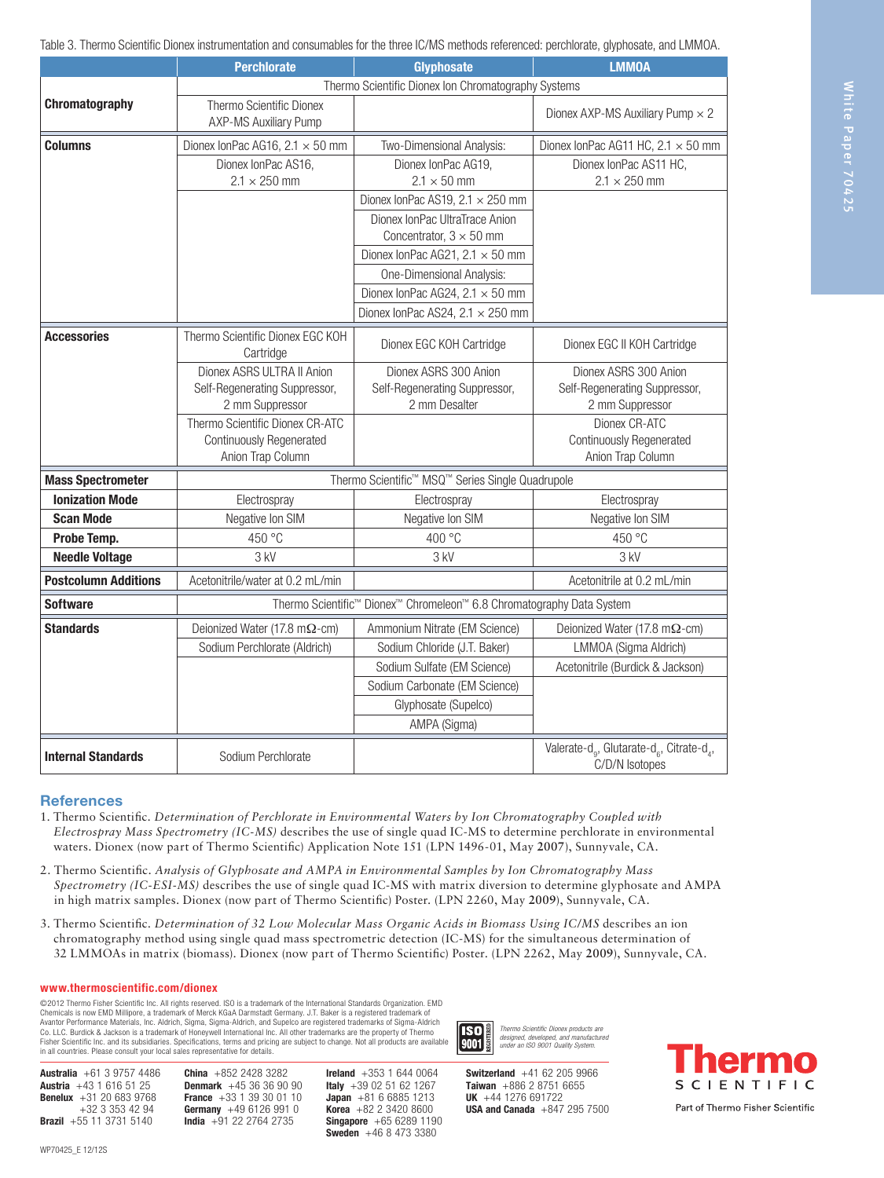Table 3. Thermo Scientific Dionex instrumentation and consumables for the three IC/MS methods referenced: perchlorate, glyphosate, and LMMOA.

| | Perchlorate | Glyphosate | LMMOA |
|---|---|---|---|
| **Chromatography** | Thermo Scientific Dionex Ion Chromatography Systems | | |
| | Thermo Scientific Dionex AXP-MS Auxiliary Pump | | Dionex AXP-MS Auxiliary Pump × 2 |
| **Columns** | Dionex IonPac AG16, 2.1 × 50 mm | Two-Dimensional Analysis: | Dionex IonPac AG11 HC, 2.1 × 50 mm |
| | Dionex IonPac AS16, 2.1 × 250 mm | Dionex IonPac AG19, 2.1 × 50 mm | Dionex IonPac AS11 HC, 2.1 × 250 mm |
| | | Dionex IonPac AS19, 2.1 × 250 mm | |
| | | Dionex IonPac UltraTrace Anion Concentrator, 3 × 50 mm | |
| | | Dionex IonPac AG21, 2.1 × 50 mm | |
| | | One-Dimensional Analysis: | |
| | | Dionex IonPac AG24, 2.1 × 50 mm | |
| | | Dionex IonPac AS24, 2.1 × 250 mm | |
| **Accessories** | Thermo Scientific Dionex EGC KOH Cartridge | Dionex EGC KOH Cartridge | Dionex EGC II KOH Cartridge |
| | Dionex ASRS ULTRA II Anion Self-Regenerating Suppressor, 2 mm Suppressor | Dionex ASRS 300 Anion Self-Regenerating Suppressor, 2 mm Desalter | Dionex ASRS 300 Anion Self-Regenerating Suppressor, 2 mm Suppressor |
| | Thermo Scientific Dionex CR-ATC Continuously Regenerated Anion Trap Column | | Dionex CR-ATC Continuously Regenerated Anion Trap Column |
| **Mass Spectrometer** | Thermo Scientific™ MSQ™ Series Single Quadrupole | | |
| **Ionization Mode** | Electrospray | Electrospray | Electrospray |
| **Scan Mode** | Negative Ion SIM | Negative Ion SIM | Negative Ion SIM |
| **Probe Temp.** | 450 °C | 400 °C | 450 °C |
| **Needle Voltage** | 3 kV | 3 kV | 3 kV |
| **Postcolumn Additions** | Acetonitrile/water at 0.2 mL/min | | Acetonitrile at 0.2 mL/min |
| **Software** | Thermo Scientific™ Dionex™ Chromeleon™ 6.8 Chromatography Data System | | |
| **Standards** | Deionized Water (17.8 mΩ-cm) | Ammonium Nitrate (EM Science) | Deionized Water (17.8 mΩ-cm) |
| | Sodium Perchlorate (Aldrich) | Sodium Chloride (J.T. Baker) | LMMOA (Sigma Aldrich) |
| | | Sodium Sulfate (EM Science) | Acetonitrile (Burdick & Jackson) |
| | | Sodium Carbonate (EM Science) | |
| | | Glyphosate (Supelco) | |
| | | AMPA (Sigma) | |
| **Internal Standards** | Sodium Perchlorate | | Valerate-$d_9$, Glutarate-$d_6$, Citrate-$d_4$, C/D/N Isotopes |

## References

1. Thermo Scientific. *Determination of Perchlorate in Environmental Waters by Ion Chromatography Coupled with Electrospray Mass Spectrometry (IC-MS)* describes the use of single quad IC-MS to determine perchlorate in environmental waters. Dionex (now part of Thermo Scientific) Application Note 151 (LPN 1496-01, May 2007), Sunnyvale, CA.

2. Thermo Scientific. *Analysis of Glyphosate and AMPA in Environmental Samples by Ion Chromatography Mass Spectrometry (IC-ESI-MS)* describes the use of single quad IC-MS with matrix diversion to determine glyphosate and AMPA in high matrix samples. Dionex (now part of Thermo Scientific) Poster. (LPN 2260, May 2009), Sunnyvale, CA.

3. Thermo Scientific. *Determination of 32 Low Molecular Mass Organic Acids in Biomass Using IC/MS* describes an ion chromatography method using single quad mass spectrometric detection (IC-MS) for the simultaneous determination of 32 LMMOAs in matrix (biomass). Dionex (now part of Thermo Scientific) Poster. (LPN 2262, May 2009), Sunnyvale, CA.

**www.thermoscientific.com/dionex**

©2012 Thermo Fisher Scientific Inc. All rights reserved. ISO is a trademark of the International Standards Organization. EMD Chemicals is now EMD Millipore, a trademark of Merck KGaA Darmstadt Germany. J.T. Baker is a registered trademark of Avantor Performance Materials, Inc. Aldrich, Sigma, Sigma-Aldrich, and Supelco are registered trademarks of Sigma-Aldrich Co. LLC. Burdick & Jackson is a trademark of Honeywell International Inc. All other trademarks are the property of Thermo Fisher Scientific Inc. and its subsidiaries. Specifications, terms and pricing are subject to change. Not all products are available in all countries. Please consult your local sales representative for details.

*Thermo Scientific Dionex products are designed, developed, and manufactured under an ISO 9001 Quality System.*

**Australia** +61 3 9757 4486
**Austria** +43 1 616 51 25
**Benelux** +31 20 683 9768
+32 3 353 42 94
**Brazil** +55 11 3731 5140
**China** +852 2428 3282
**Denmark** +45 36 36 90 90
**France** +33 1 39 30 01 10
**Germany** +49 6126 991 0
**India** +91 22 2764 2735
**Ireland** +353 1 644 0064
**Italy** +39 02 51 62 1267
**Japan** +81 6 6885 1213
**Korea** +82 2 3420 8600
**Singapore** +65 6289 1190
**Sweden** +46 8 473 3380
**Switzerland** +41 62 205 9966
**Taiwan** +886 2 8751 6655
**UK** +44 1276 691722
**USA and Canada** +847 295 7500

Thermo SCIENTIFIC
Part of Thermo Fisher Scientific

WP70425_E 12/12S